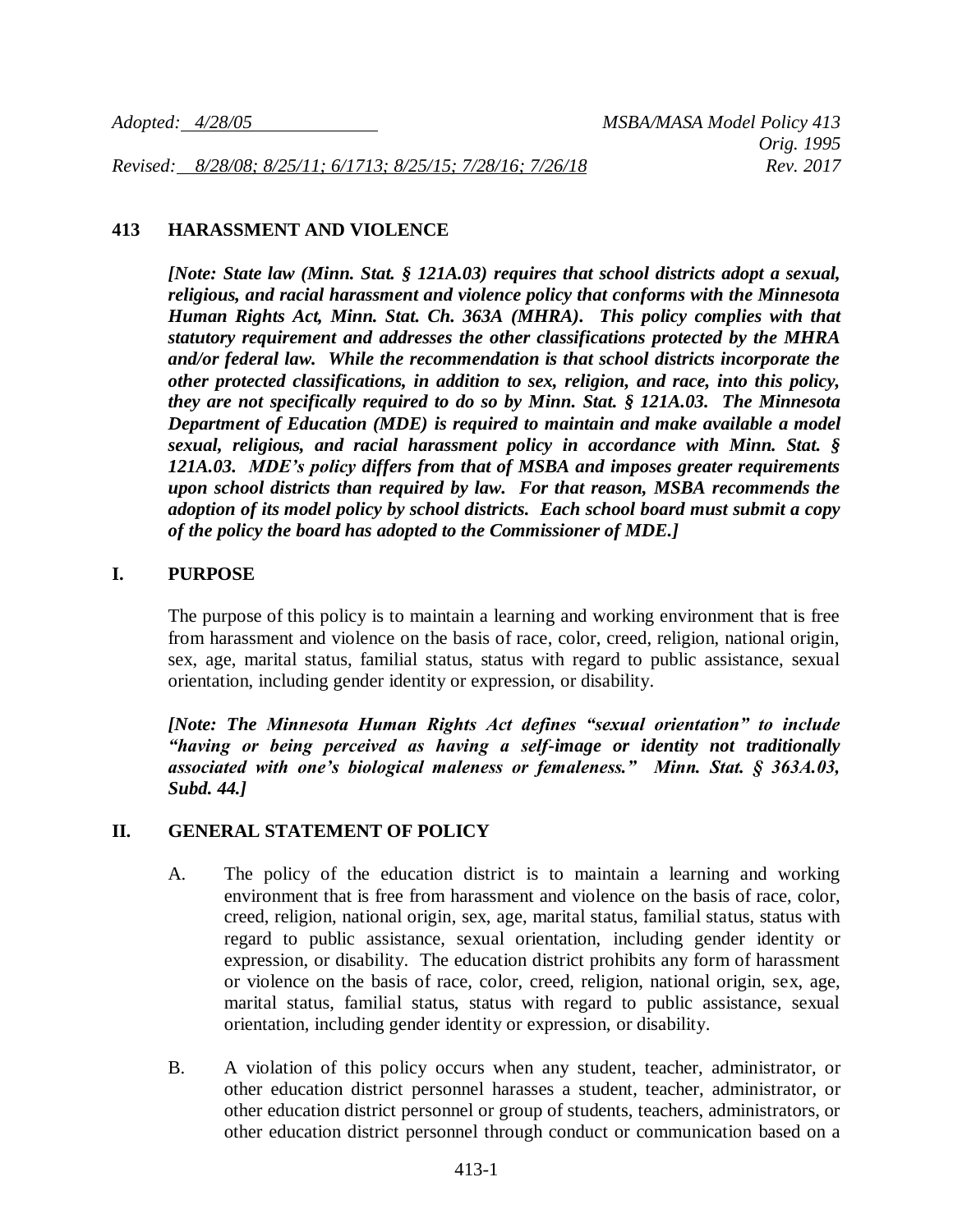Adopted: 4/28/05 MSBA/MASA Model Policy 413

Orig. 1995

Revised: 8/28/08; 8/25/11; 6/1713; 8/25/15; 7/28/16; 7/26/18 Rev. 2017

# 413 HARASSMENT AND VIOLENCE

***[Note: State law (Minn. Stat. § 121A.03) requires that school districts adopt a sexual, religious, and racial harassment and violence policy that conforms with the Minnesota Human Rights Act, Minn. Stat. Ch. 363A (MHRA). This policy complies with that statutory requirement and addresses the other classifications protected by the MHRA and/or federal law. While the recommendation is that school districts incorporate the other protected classifications, in addition to sex, religion, and race, into this policy, they are not specifically required to do so by Minn. Stat. § 121A.03. The Minnesota Department of Education (MDE) is required to maintain and make available a model sexual, religious, and racial harassment policy in accordance with Minn. Stat. § 121A.03. MDE's policy differs from that of MSBA and imposes greater requirements upon school districts than required by law. For that reason, MSBA recommends the adoption of its model policy by school districts. Each school board must submit a copy of the policy the board has adopted to the Commissioner of MDE.]***

## I. PURPOSE

The purpose of this policy is to maintain a learning and working environment that is free from harassment and violence on the basis of race, color, creed, religion, national origin, sex, age, marital status, familial status, status with regard to public assistance, sexual orientation, including gender identity or expression, or disability.

***[Note: The Minnesota Human Rights Act defines "sexual orientation" to include "having or being perceived as having a self-image or identity not traditionally associated with one's biological maleness or femaleness." Minn. Stat. § 363A.03, Subd. 44.]***

## II. GENERAL STATEMENT OF POLICY

A. The policy of the education district is to maintain a learning and working environment that is free from harassment and violence on the basis of race, color, creed, religion, national origin, sex, age, marital status, familial status, status with regard to public assistance, sexual orientation, including gender identity or expression, or disability. The education district prohibits any form of harassment or violence on the basis of race, color, creed, religion, national origin, sex, age, marital status, familial status, status with regard to public assistance, sexual orientation, including gender identity or expression, or disability.

B. A violation of this policy occurs when any student, teacher, administrator, or other education district personnel harasses a student, teacher, administrator, or other education district personnel or group of students, teachers, administrators, or other education district personnel through conduct or communication based on a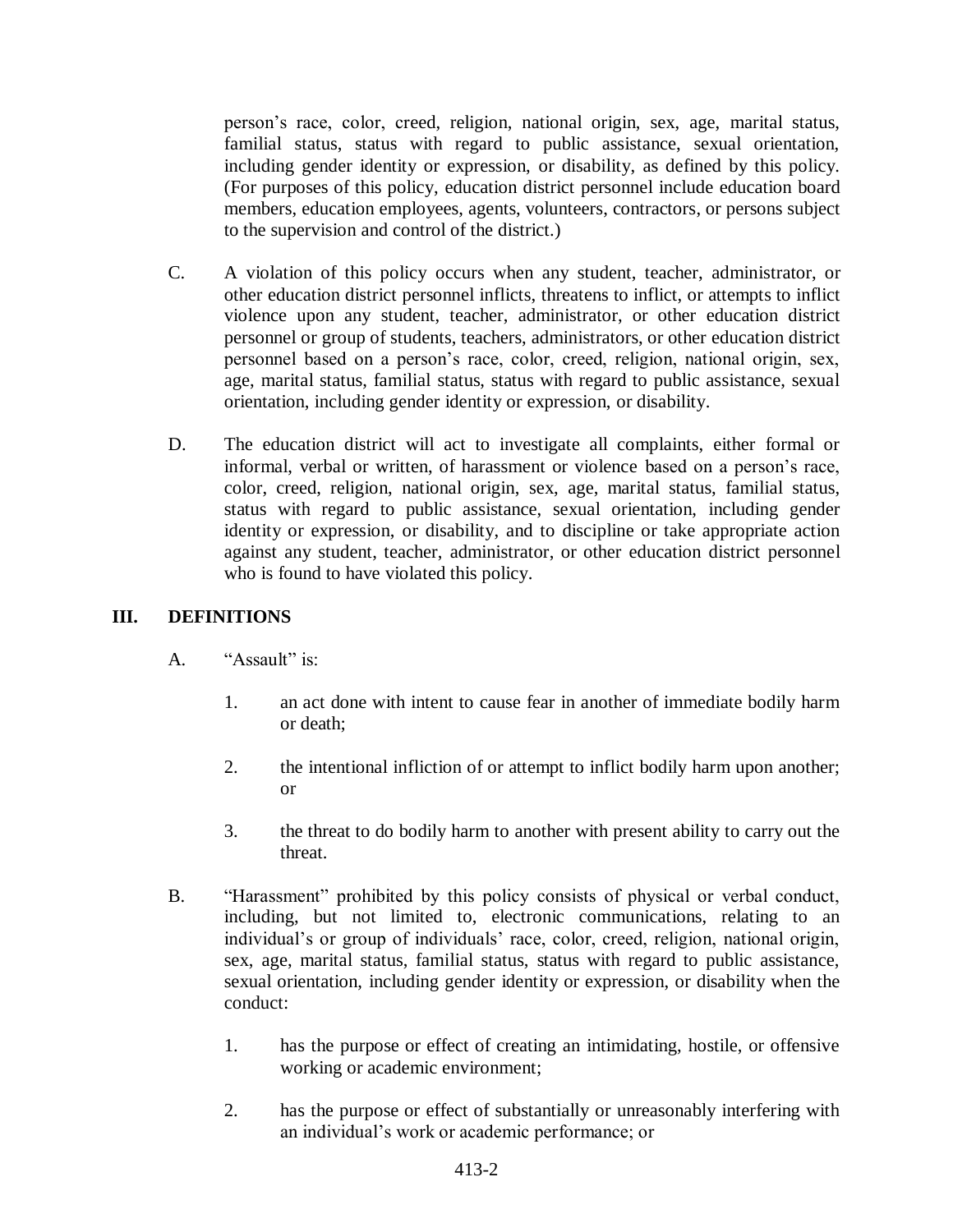person's race, color, creed, religion, national origin, sex, age, marital status, familial status, status with regard to public assistance, sexual orientation, including gender identity or expression, or disability, as defined by this policy. (For purposes of this policy, education district personnel include education board members, education employees, agents, volunteers, contractors, or persons subject to the supervision and control of the district.)

C. A violation of this policy occurs when any student, teacher, administrator, or other education district personnel inflicts, threatens to inflict, or attempts to inflict violence upon any student, teacher, administrator, or other education district personnel or group of students, teachers, administrators, or other education district personnel based on a person's race, color, creed, religion, national origin, sex, age, marital status, familial status, status with regard to public assistance, sexual orientation, including gender identity or expression, or disability.

D. The education district will act to investigate all complaints, either formal or informal, verbal or written, of harassment or violence based on a person's race, color, creed, religion, national origin, sex, age, marital status, familial status, status with regard to public assistance, sexual orientation, including gender identity or expression, or disability, and to discipline or take appropriate action against any student, teacher, administrator, or other education district personnel who is found to have violated this policy.

## III. DEFINITIONS

A. "Assault" is:

1. an act done with intent to cause fear in another of immediate bodily harm or death;

2. the intentional infliction of or attempt to inflict bodily harm upon another; or

3. the threat to do bodily harm to another with present ability to carry out the threat.

B. "Harassment" prohibited by this policy consists of physical or verbal conduct, including, but not limited to, electronic communications, relating to an individual's or group of individuals' race, color, creed, religion, national origin, sex, age, marital status, familial status, status with regard to public assistance, sexual orientation, including gender identity or expression, or disability when the conduct:

1. has the purpose or effect of creating an intimidating, hostile, or offensive working or academic environment;

2. has the purpose or effect of substantially or unreasonably interfering with an individual's work or academic performance; or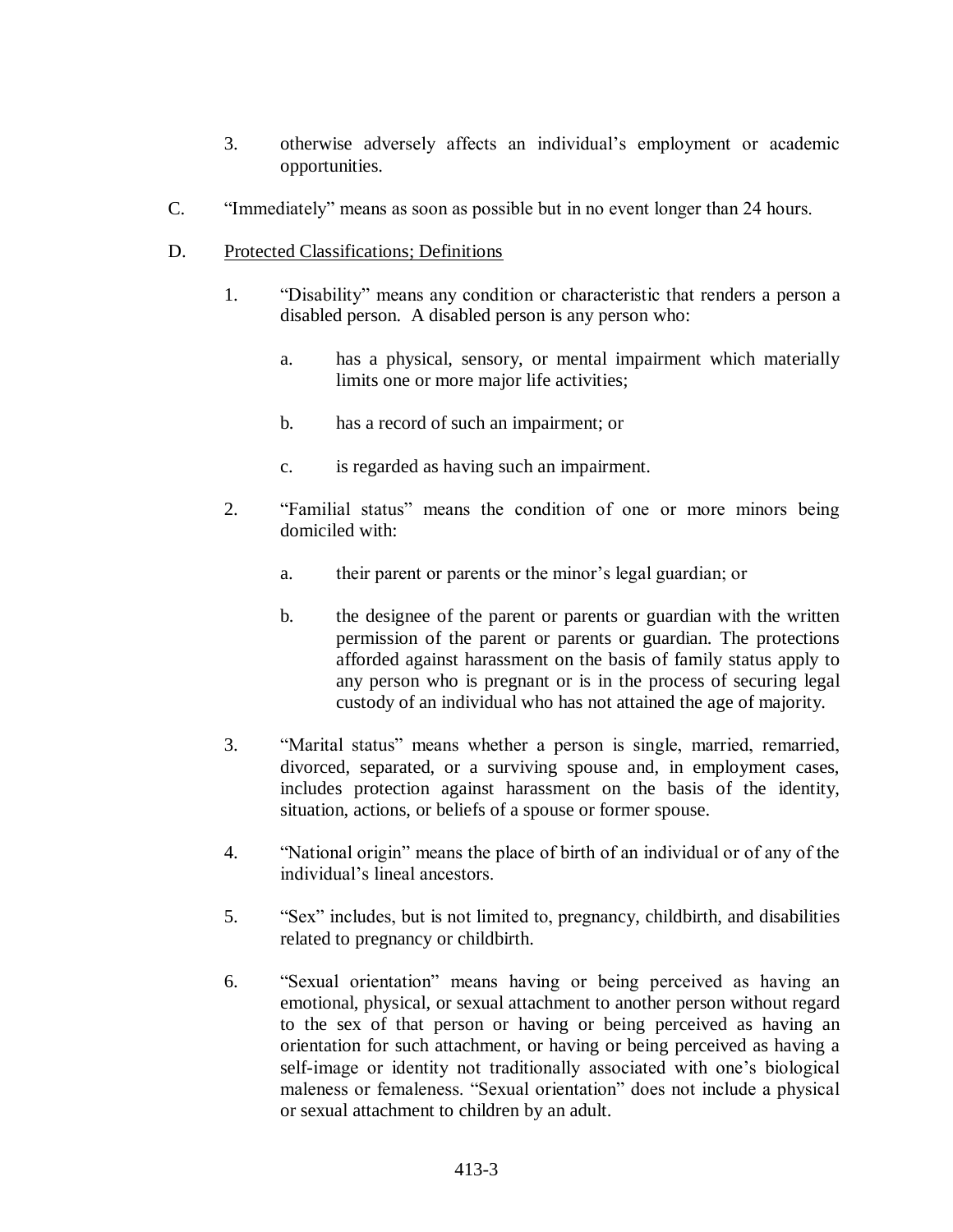3. otherwise adversely affects an individual's employment or academic opportunities.

C. "Immediately" means as soon as possible but in no event longer than 24 hours.

D. Protected Classifications; Definitions

1. "Disability" means any condition or characteristic that renders a person a disabled person. A disabled person is any person who:

   a. has a physical, sensory, or mental impairment which materially limits one or more major life activities;

   b. has a record of such an impairment; or

   c. is regarded as having such an impairment.

2. "Familial status" means the condition of one or more minors being domiciled with:

   a. their parent or parents or the minor's legal guardian; or

   b. the designee of the parent or parents or guardian with the written permission of the parent or parents or guardian. The protections afforded against harassment on the basis of family status apply to any person who is pregnant or is in the process of securing legal custody of an individual who has not attained the age of majority.

3. "Marital status" means whether a person is single, married, remarried, divorced, separated, or a surviving spouse and, in employment cases, includes protection against harassment on the basis of the identity, situation, actions, or beliefs of a spouse or former spouse.

4. "National origin" means the place of birth of an individual or of any of the individual's lineal ancestors.

5. "Sex" includes, but is not limited to, pregnancy, childbirth, and disabilities related to pregnancy or childbirth.

6. "Sexual orientation" means having or being perceived as having an emotional, physical, or sexual attachment to another person without regard to the sex of that person or having or being perceived as having an orientation for such attachment, or having or being perceived as having a self-image or identity not traditionally associated with one's biological maleness or femaleness. "Sexual orientation" does not include a physical or sexual attachment to children by an adult.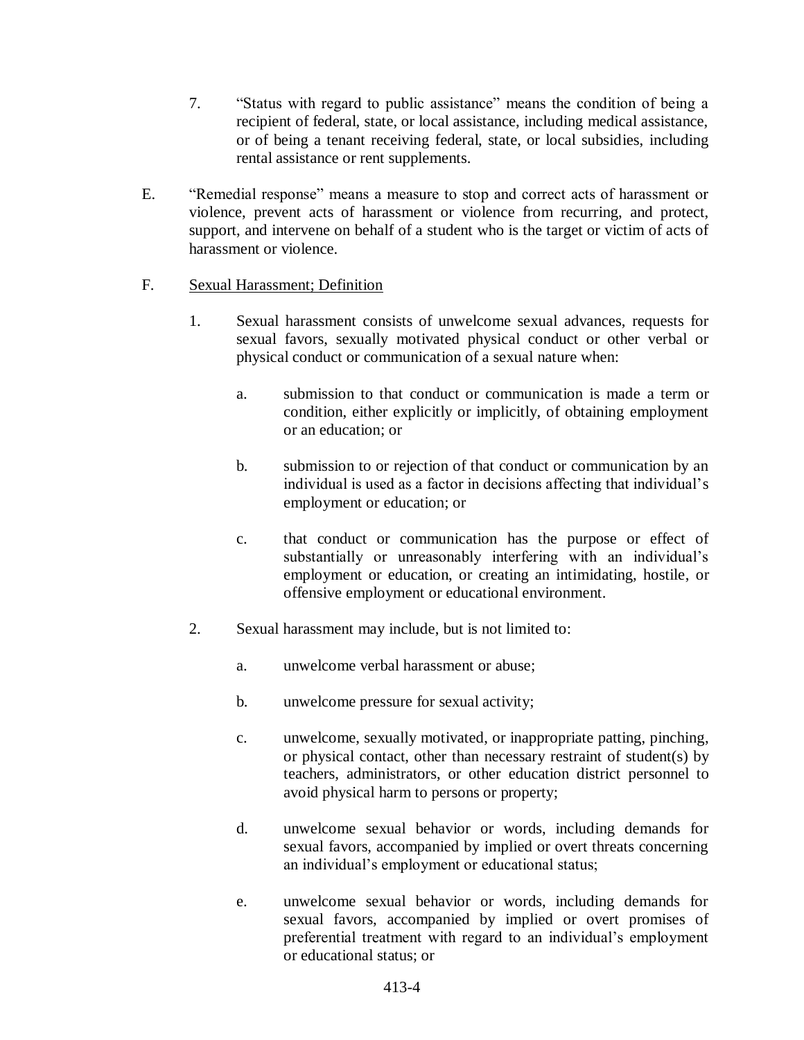7. "Status with regard to public assistance" means the condition of being a recipient of federal, state, or local assistance, including medical assistance, or of being a tenant receiving federal, state, or local subsidies, including rental assistance or rent supplements.

E. "Remedial response" means a measure to stop and correct acts of harassment or violence, prevent acts of harassment or violence from recurring, and protect, support, and intervene on behalf of a student who is the target or victim of acts of harassment or violence.

F. Sexual Harassment; Definition

1. Sexual harassment consists of unwelcome sexual advances, requests for sexual favors, sexually motivated physical conduct or other verbal or physical conduct or communication of a sexual nature when:

   a. submission to that conduct or communication is made a term or condition, either explicitly or implicitly, of obtaining employment or an education; or

   b. submission to or rejection of that conduct or communication by an individual is used as a factor in decisions affecting that individual's employment or education; or

   c. that conduct or communication has the purpose or effect of substantially or unreasonably interfering with an individual's employment or education, or creating an intimidating, hostile, or offensive employment or educational environment.

2. Sexual harassment may include, but is not limited to:

   a. unwelcome verbal harassment or abuse;

   b. unwelcome pressure for sexual activity;

   c. unwelcome, sexually motivated, or inappropriate patting, pinching, or physical contact, other than necessary restraint of student(s) by teachers, administrators, or other education district personnel to avoid physical harm to persons or property;

   d. unwelcome sexual behavior or words, including demands for sexual favors, accompanied by implied or overt threats concerning an individual's employment or educational status;

   e. unwelcome sexual behavior or words, including demands for sexual favors, accompanied by implied or overt promises of preferential treatment with regard to an individual's employment or educational status; or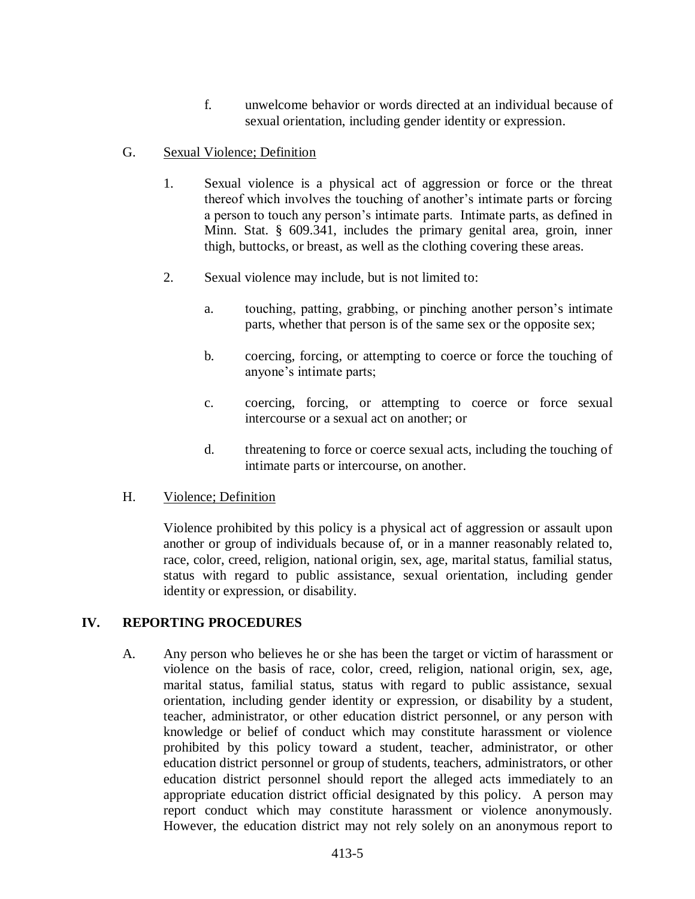f. unwelcome behavior or words directed at an individual because of sexual orientation, including gender identity or expression.

G. Sexual Violence; Definition

1. Sexual violence is a physical act of aggression or force or the threat thereof which involves the touching of another's intimate parts or forcing a person to touch any person's intimate parts. Intimate parts, as defined in Minn. Stat. § 609.341, includes the primary genital area, groin, inner thigh, buttocks, or breast, as well as the clothing covering these areas.

2. Sexual violence may include, but is not limited to:

   a. touching, patting, grabbing, or pinching another person's intimate parts, whether that person is of the same sex or the opposite sex;

   b. coercing, forcing, or attempting to coerce or force the touching of anyone's intimate parts;

   c. coercing, forcing, or attempting to coerce or force sexual intercourse or a sexual act on another; or

   d. threatening to force or coerce sexual acts, including the touching of intimate parts or intercourse, on another.

H. Violence; Definition

Violence prohibited by this policy is a physical act of aggression or assault upon another or group of individuals because of, or in a manner reasonably related to, race, color, creed, religion, national origin, sex, age, marital status, familial status, status with regard to public assistance, sexual orientation, including gender identity or expression, or disability.

## IV. REPORTING PROCEDURES

A. Any person who believes he or she has been the target or victim of harassment or violence on the basis of race, color, creed, religion, national origin, sex, age, marital status, familial status, status with regard to public assistance, sexual orientation, including gender identity or expression, or disability by a student, teacher, administrator, or other education district personnel, or any person with knowledge or belief of conduct which may constitute harassment or violence prohibited by this policy toward a student, teacher, administrator, or other education district personnel or group of students, teachers, administrators, or other education district personnel should report the alleged acts immediately to an appropriate education district official designated by this policy. A person may report conduct which may constitute harassment or violence anonymously. However, the education district may not rely solely on an anonymous report to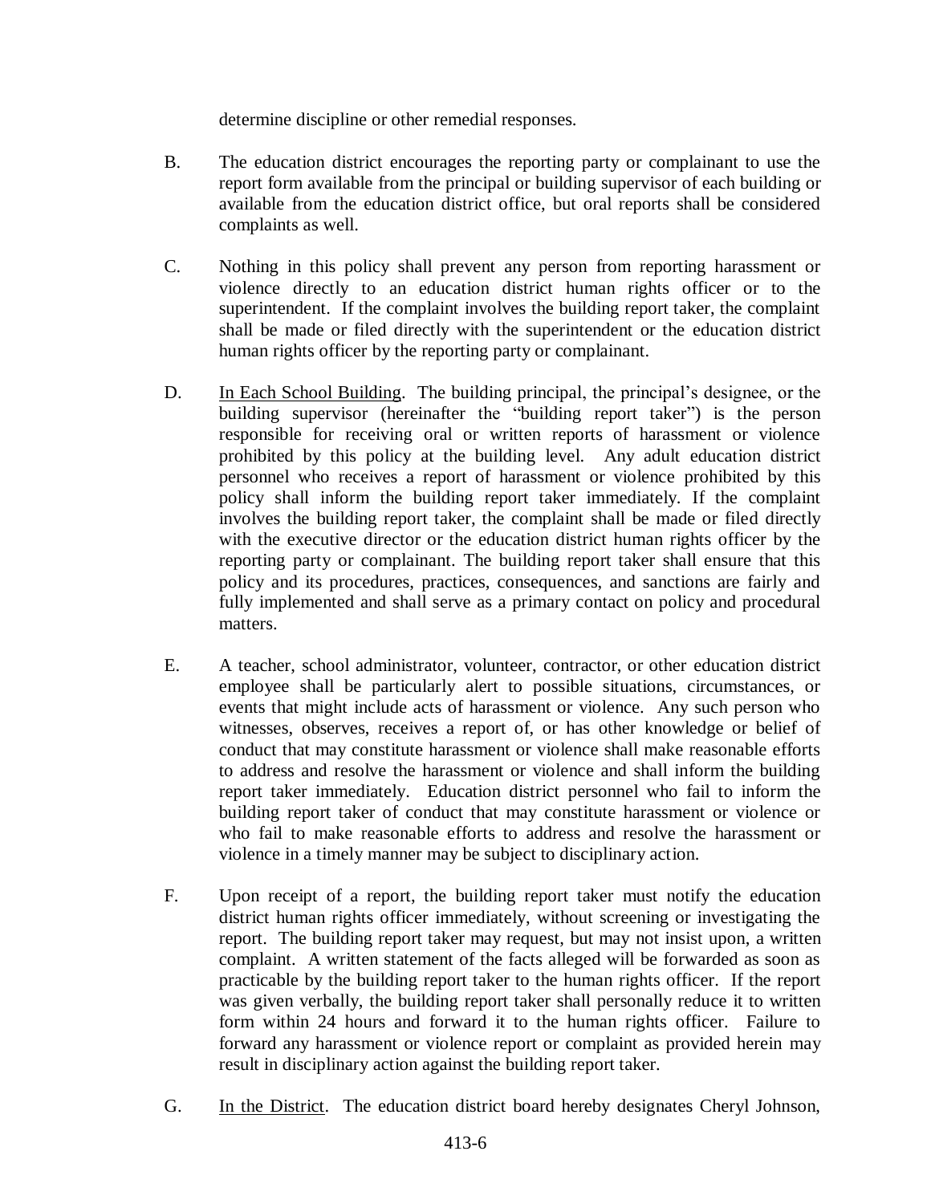determine discipline or other remedial responses.

B. The education district encourages the reporting party or complainant to use the report form available from the principal or building supervisor of each building or available from the education district office, but oral reports shall be considered complaints as well.

C. Nothing in this policy shall prevent any person from reporting harassment or violence directly to an education district human rights officer or to the superintendent. If the complaint involves the building report taker, the complaint shall be made or filed directly with the superintendent or the education district human rights officer by the reporting party or complainant.

D. In Each School Building. The building principal, the principal's designee, or the building supervisor (hereinafter the "building report taker") is the person responsible for receiving oral or written reports of harassment or violence prohibited by this policy at the building level. Any adult education district personnel who receives a report of harassment or violence prohibited by this policy shall inform the building report taker immediately. If the complaint involves the building report taker, the complaint shall be made or filed directly with the executive director or the education district human rights officer by the reporting party or complainant. The building report taker shall ensure that this policy and its procedures, practices, consequences, and sanctions are fairly and fully implemented and shall serve as a primary contact on policy and procedural matters.

E. A teacher, school administrator, volunteer, contractor, or other education district employee shall be particularly alert to possible situations, circumstances, or events that might include acts of harassment or violence. Any such person who witnesses, observes, receives a report of, or has other knowledge or belief of conduct that may constitute harassment or violence shall make reasonable efforts to address and resolve the harassment or violence and shall inform the building report taker immediately. Education district personnel who fail to inform the building report taker of conduct that may constitute harassment or violence or who fail to make reasonable efforts to address and resolve the harassment or violence in a timely manner may be subject to disciplinary action.

F. Upon receipt of a report, the building report taker must notify the education district human rights officer immediately, without screening or investigating the report. The building report taker may request, but may not insist upon, a written complaint. A written statement of the facts alleged will be forwarded as soon as practicable by the building report taker to the human rights officer. If the report was given verbally, the building report taker shall personally reduce it to written form within 24 hours and forward it to the human rights officer. Failure to forward any harassment or violence report or complaint as provided herein may result in disciplinary action against the building report taker.

G. In the District. The education district board hereby designates Cheryl Johnson,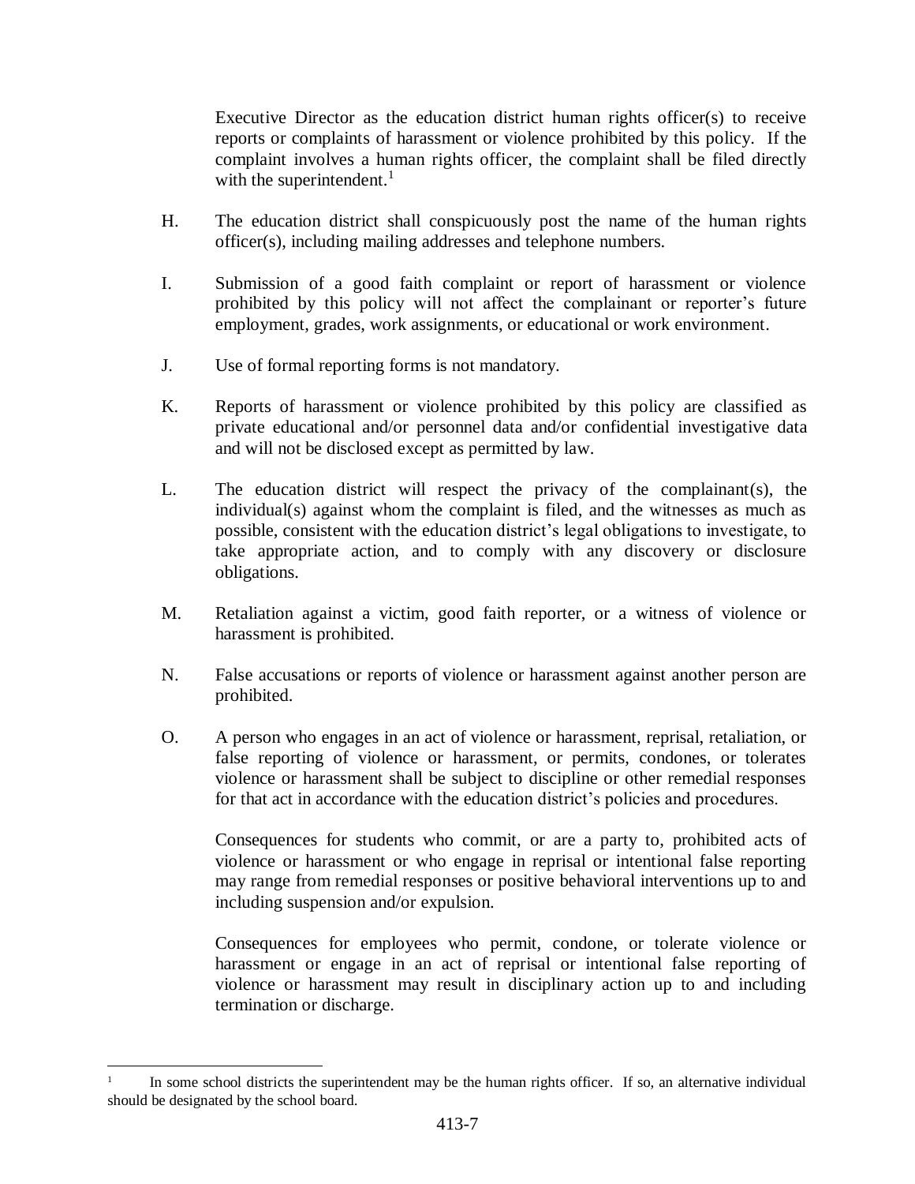Executive Director as the education district human rights officer(s) to receive reports or complaints of harassment or violence prohibited by this policy. If the complaint involves a human rights officer, the complaint shall be filed directly with the superintendent.[1]

H. The education district shall conspicuously post the name of the human rights officer(s), including mailing addresses and telephone numbers.

I. Submission of a good faith complaint or report of harassment or violence prohibited by this policy will not affect the complainant or reporter's future employment, grades, work assignments, or educational or work environment.

J. Use of formal reporting forms is not mandatory.

K. Reports of harassment or violence prohibited by this policy are classified as private educational and/or personnel data and/or confidential investigative data and will not be disclosed except as permitted by law.

L. The education district will respect the privacy of the complainant(s), the individual(s) against whom the complaint is filed, and the witnesses as much as possible, consistent with the education district's legal obligations to investigate, to take appropriate action, and to comply with any discovery or disclosure obligations.

M. Retaliation against a victim, good faith reporter, or a witness of violence or harassment is prohibited.

N. False accusations or reports of violence or harassment against another person are prohibited.

O. A person who engages in an act of violence or harassment, reprisal, retaliation, or false reporting of violence or harassment, or permits, condones, or tolerates violence or harassment shall be subject to discipline or other remedial responses for that act in accordance with the education district's policies and procedures.

Consequences for students who commit, or are a party to, prohibited acts of violence or harassment or who engage in reprisal or intentional false reporting may range from remedial responses or positive behavioral interventions up to and including suspension and/or expulsion.

Consequences for employees who permit, condone, or tolerate violence or harassment or engage in an act of reprisal or intentional false reporting of violence or harassment may result in disciplinary action up to and including termination or discharge.

---

[1] In some school districts the superintendent may be the human rights officer. If so, an alternative individual should be designated by the school board.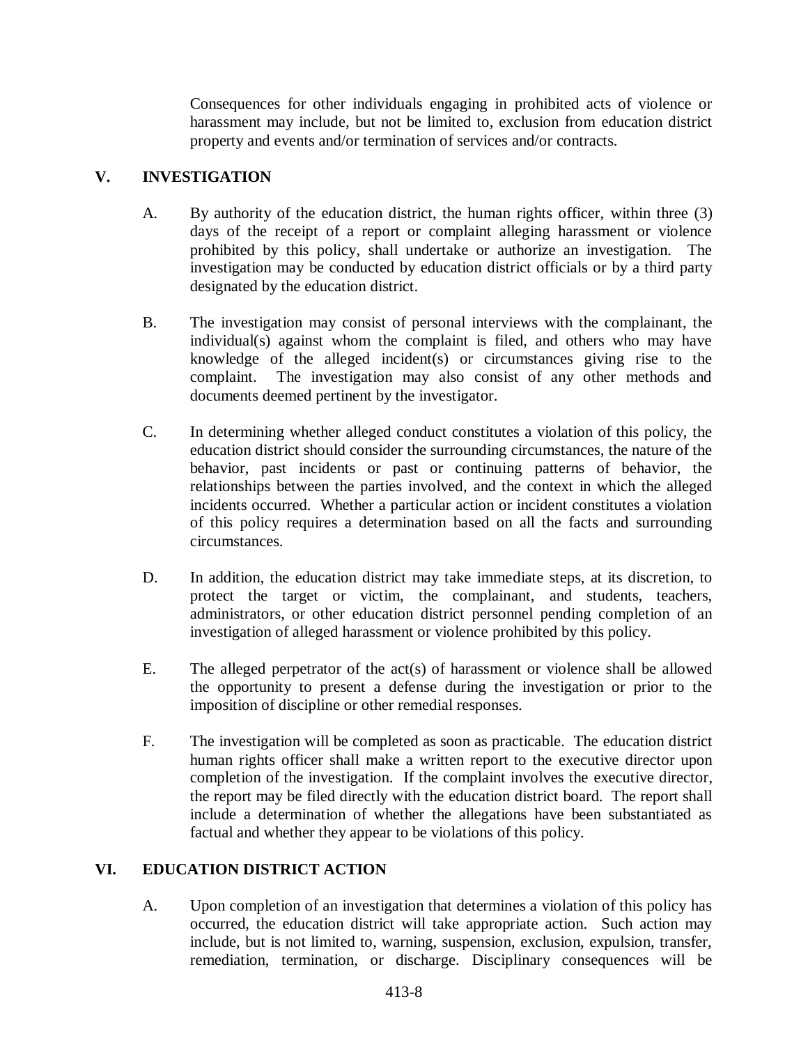Consequences for other individuals engaging in prohibited acts of violence or harassment may include, but not be limited to, exclusion from education district property and events and/or termination of services and/or contracts.

## V. INVESTIGATION

A. By authority of the education district, the human rights officer, within three (3) days of the receipt of a report or complaint alleging harassment or violence prohibited by this policy, shall undertake or authorize an investigation. The investigation may be conducted by education district officials or by a third party designated by the education district.

B. The investigation may consist of personal interviews with the complainant, the individual(s) against whom the complaint is filed, and others who may have knowledge of the alleged incident(s) or circumstances giving rise to the complaint. The investigation may also consist of any other methods and documents deemed pertinent by the investigator.

C. In determining whether alleged conduct constitutes a violation of this policy, the education district should consider the surrounding circumstances, the nature of the behavior, past incidents or past or continuing patterns of behavior, the relationships between the parties involved, and the context in which the alleged incidents occurred. Whether a particular action or incident constitutes a violation of this policy requires a determination based on all the facts and surrounding circumstances.

D. In addition, the education district may take immediate steps, at its discretion, to protect the target or victim, the complainant, and students, teachers, administrators, or other education district personnel pending completion of an investigation of alleged harassment or violence prohibited by this policy.

E. The alleged perpetrator of the act(s) of harassment or violence shall be allowed the opportunity to present a defense during the investigation or prior to the imposition of discipline or other remedial responses.

F. The investigation will be completed as soon as practicable. The education district human rights officer shall make a written report to the executive director upon completion of the investigation. If the complaint involves the executive director, the report may be filed directly with the education district board. The report shall include a determination of whether the allegations have been substantiated as factual and whether they appear to be violations of this policy.

## VI. EDUCATION DISTRICT ACTION

A. Upon completion of an investigation that determines a violation of this policy has occurred, the education district will take appropriate action. Such action may include, but is not limited to, warning, suspension, exclusion, expulsion, transfer, remediation, termination, or discharge. Disciplinary consequences will be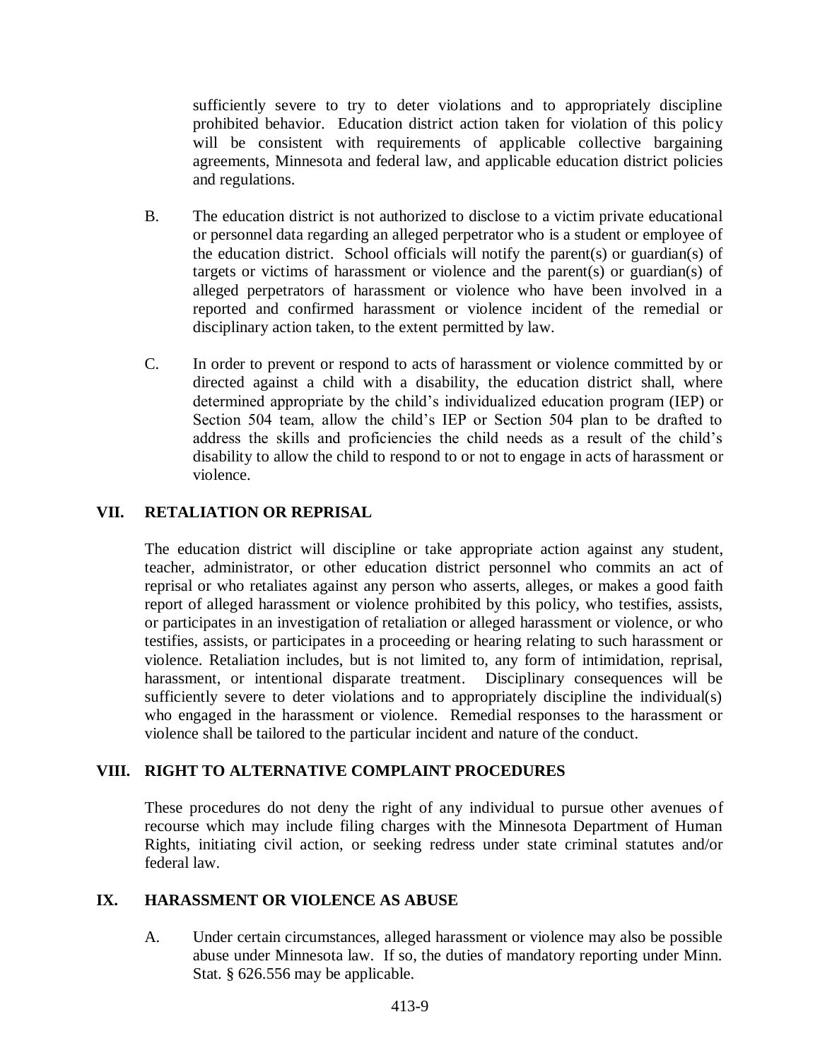sufficiently severe to try to deter violations and to appropriately discipline prohibited behavior. Education district action taken for violation of this policy will be consistent with requirements of applicable collective bargaining agreements, Minnesota and federal law, and applicable education district policies and regulations.

B. The education district is not authorized to disclose to a victim private educational or personnel data regarding an alleged perpetrator who is a student or employee of the education district. School officials will notify the parent(s) or guardian(s) of targets or victims of harassment or violence and the parent(s) or guardian(s) of alleged perpetrators of harassment or violence who have been involved in a reported and confirmed harassment or violence incident of the remedial or disciplinary action taken, to the extent permitted by law.

C. In order to prevent or respond to acts of harassment or violence committed by or directed against a child with a disability, the education district shall, where determined appropriate by the child's individualized education program (IEP) or Section 504 team, allow the child's IEP or Section 504 plan to be drafted to address the skills and proficiencies the child needs as a result of the child's disability to allow the child to respond to or not to engage in acts of harassment or violence.

## VII. RETALIATION OR REPRISAL

The education district will discipline or take appropriate action against any student, teacher, administrator, or other education district personnel who commits an act of reprisal or who retaliates against any person who asserts, alleges, or makes a good faith report of alleged harassment or violence prohibited by this policy, who testifies, assists, or participates in an investigation of retaliation or alleged harassment or violence, or who testifies, assists, or participates in a proceeding or hearing relating to such harassment or violence. Retaliation includes, but is not limited to, any form of intimidation, reprisal, harassment, or intentional disparate treatment. Disciplinary consequences will be sufficiently severe to deter violations and to appropriately discipline the individual(s) who engaged in the harassment or violence. Remedial responses to the harassment or violence shall be tailored to the particular incident and nature of the conduct.

## VIII. RIGHT TO ALTERNATIVE COMPLAINT PROCEDURES

These procedures do not deny the right of any individual to pursue other avenues of recourse which may include filing charges with the Minnesota Department of Human Rights, initiating civil action, or seeking redress under state criminal statutes and/or federal law.

## IX. HARASSMENT OR VIOLENCE AS ABUSE

A. Under certain circumstances, alleged harassment or violence may also be possible abuse under Minnesota law. If so, the duties of mandatory reporting under Minn. Stat. § 626.556 may be applicable.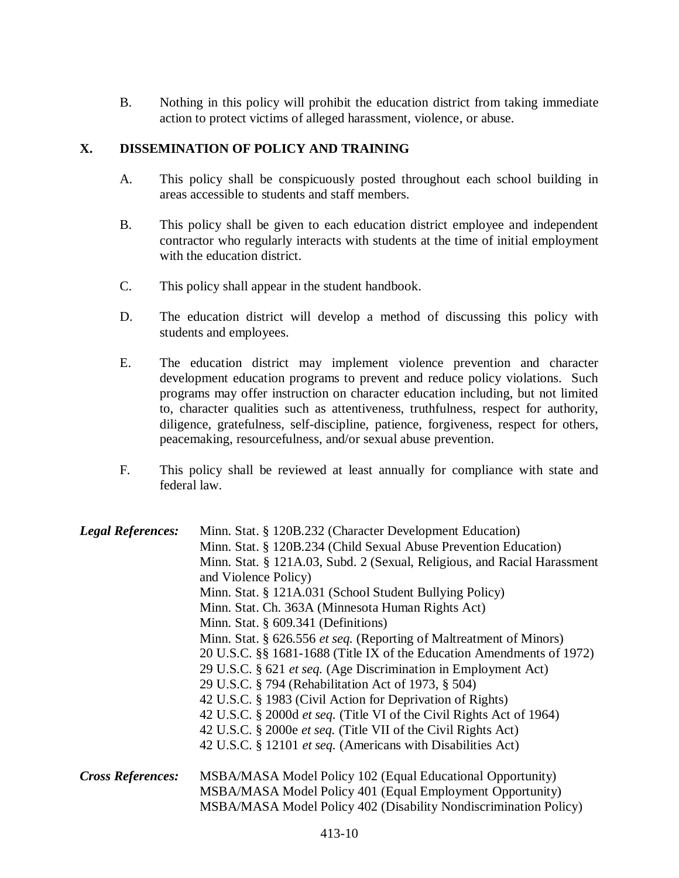B. Nothing in this policy will prohibit the education district from taking immediate action to protect victims of alleged harassment, violence, or abuse.

## X. DISSEMINATION OF POLICY AND TRAINING

A. This policy shall be conspicuously posted throughout each school building in areas accessible to students and staff members.

B. This policy shall be given to each education district employee and independent contractor who regularly interacts with students at the time of initial employment with the education district.

C. This policy shall appear in the student handbook.

D. The education district will develop a method of discussing this policy with students and employees.

E. The education district may implement violence prevention and character development education programs to prevent and reduce policy violations. Such programs may offer instruction on character education including, but not limited to, character qualities such as attentiveness, truthfulness, respect for authority, diligence, gratefulness, self-discipline, patience, forgiveness, respect for others, peacemaking, resourcefulness, and/or sexual abuse prevention.

F. This policy shall be reviewed at least annually for compliance with state and federal law.

***Legal References:***

Minn. Stat. § 120B.232 (Character Development Education)
Minn. Stat. § 120B.234 (Child Sexual Abuse Prevention Education)
Minn. Stat. § 121A.03, Subd. 2 (Sexual, Religious, and Racial Harassment and Violence Policy)
Minn. Stat. § 121A.031 (School Student Bullying Policy)
Minn. Stat. Ch. 363A (Minnesota Human Rights Act)
Minn. Stat. § 609.341 (Definitions)
Minn. Stat. § 626.556 *et seq.* (Reporting of Maltreatment of Minors)
20 U.S.C. §§ 1681-1688 (Title IX of the Education Amendments of 1972)
29 U.S.C. § 621 *et seq.* (Age Discrimination in Employment Act)
29 U.S.C. § 794 (Rehabilitation Act of 1973, § 504)
42 U.S.C. § 1983 (Civil Action for Deprivation of Rights)
42 U.S.C. § 2000d *et seq.* (Title VI of the Civil Rights Act of 1964)
42 U.S.C. § 2000e *et seq.* (Title VII of the Civil Rights Act)
42 U.S.C. § 12101 *et seq.* (Americans with Disabilities Act)

***Cross References:***

MSBA/MASA Model Policy 102 (Equal Educational Opportunity)
MSBA/MASA Model Policy 401 (Equal Employment Opportunity)
MSBA/MASA Model Policy 402 (Disability Nondiscrimination Policy)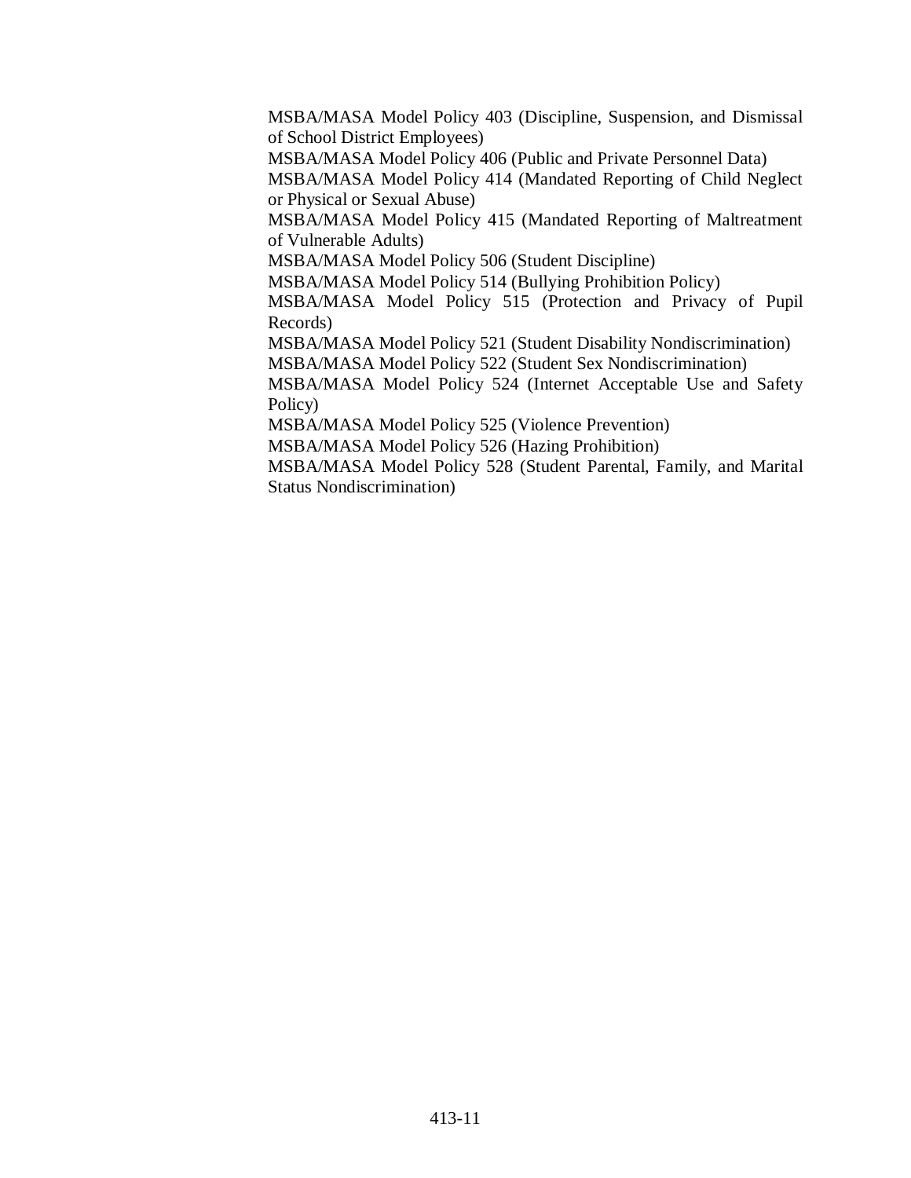MSBA/MASA Model Policy 403 (Discipline, Suspension, and Dismissal of School District Employees)
MSBA/MASA Model Policy 406 (Public and Private Personnel Data)
MSBA/MASA Model Policy 414 (Mandated Reporting of Child Neglect or Physical or Sexual Abuse)
MSBA/MASA Model Policy 415 (Mandated Reporting of Maltreatment of Vulnerable Adults)
MSBA/MASA Model Policy 506 (Student Discipline)
MSBA/MASA Model Policy 514 (Bullying Prohibition Policy)
MSBA/MASA Model Policy 515 (Protection and Privacy of Pupil Records)
MSBA/MASA Model Policy 521 (Student Disability Nondiscrimination)
MSBA/MASA Model Policy 522 (Student Sex Nondiscrimination)
MSBA/MASA Model Policy 524 (Internet Acceptable Use and Safety Policy)
MSBA/MASA Model Policy 525 (Violence Prevention)
MSBA/MASA Model Policy 526 (Hazing Prohibition)
MSBA/MASA Model Policy 528 (Student Parental, Family, and Marital Status Nondiscrimination)